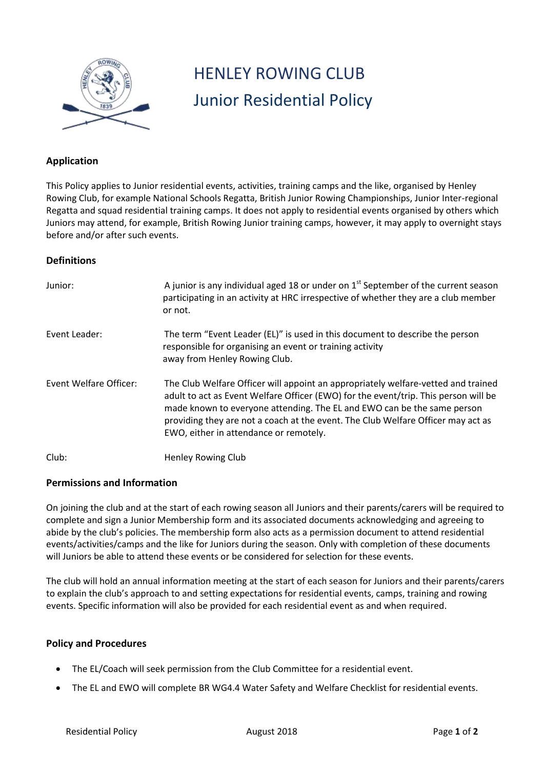# HENLEY ROWING CLUB
## Junior Residential Policy

### Application

This Policy applies to Junior residential events, activities, training camps and the like, organised by Henley Rowing Club, for example National Schools Regatta, British Junior Rowing Championships, Junior Inter-regional Regatta and squad residential training camps. It does not apply to residential events organised by others which Juniors may attend, for example, British Rowing Junior training camps, however, it may apply to overnight stays before and/or after such events.

### Definitions

| | |
|---|---|
| Junior: | A junior is any individual aged 18 or under on 1st September of the current season participating in an activity at HRC irrespective of whether they are a club member or not. |
| Event Leader: | The term "Event Leader (EL)" is used in this document to describe the person responsible for organising an event or training activity away from Henley Rowing Club. |
| Event Welfare Officer: | The Club Welfare Officer will appoint an appropriately welfare-vetted and trained adult to act as Event Welfare Officer (EWO) for the event/trip. This person will be made known to everyone attending. The EL and EWO can be the same person providing they are not a coach at the event. The Club Welfare Officer may act as EWO, either in attendance or remotely. |
| Club: | Henley Rowing Club |

### Permissions and Information

On joining the club and at the start of each rowing season all Juniors and their parents/carers will be required to complete and sign a Junior Membership form and its associated documents acknowledging and agreeing to abide by the club's policies. The membership form also acts as a permission document to attend residential events/activities/camps and the like for Juniors during the season. Only with completion of these documents will Juniors be able to attend these events or be considered for selection for these events.

The club will hold an annual information meeting at the start of each season for Juniors and their parents/carers to explain the club's approach to and setting expectations for residential events, camps, training and rowing events. Specific information will also be provided for each residential event as and when required.

### Policy and Procedures

- The EL/Coach will seek permission from the Club Committee for a residential event.
- The EL and EWO will complete BR WG4.4 Water Safety and Welfare Checklist for residential events.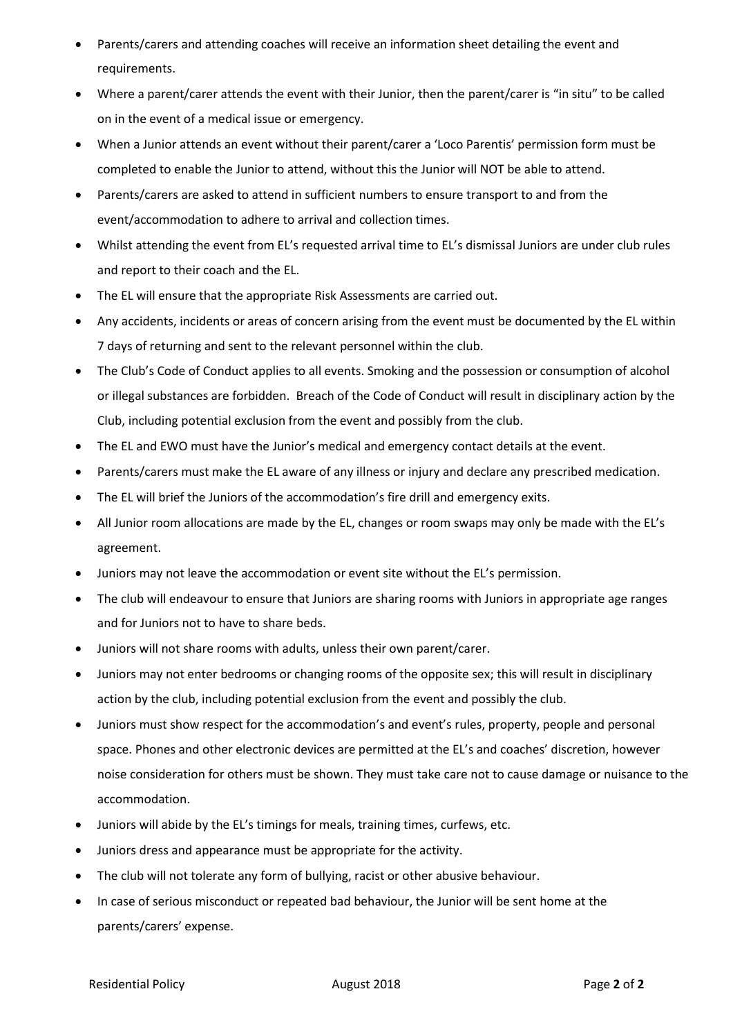- Parents/carers and attending coaches will receive an information sheet detailing the event and requirements.
- Where a parent/carer attends the event with their Junior, then the parent/carer is "in situ" to be called on in the event of a medical issue or emergency.
- When a Junior attends an event without their parent/carer a 'Loco Parentis' permission form must be completed to enable the Junior to attend, without this the Junior will NOT be able to attend.
- Parents/carers are asked to attend in sufficient numbers to ensure transport to and from the event/accommodation to adhere to arrival and collection times.
- Whilst attending the event from EL's requested arrival time to EL's dismissal Juniors are under club rules and report to their coach and the EL.
- The EL will ensure that the appropriate Risk Assessments are carried out.
- Any accidents, incidents or areas of concern arising from the event must be documented by the EL within 7 days of returning and sent to the relevant personnel within the club.
- The Club's Code of Conduct applies to all events. Smoking and the possession or consumption of alcohol or illegal substances are forbidden. Breach of the Code of Conduct will result in disciplinary action by the Club, including potential exclusion from the event and possibly from the club.
- The EL and EWO must have the Junior's medical and emergency contact details at the event.
- Parents/carers must make the EL aware of any illness or injury and declare any prescribed medication.
- The EL will brief the Juniors of the accommodation's fire drill and emergency exits.
- All Junior room allocations are made by the EL, changes or room swaps may only be made with the EL's agreement.
- Juniors may not leave the accommodation or event site without the EL's permission.
- The club will endeavour to ensure that Juniors are sharing rooms with Juniors in appropriate age ranges and for Juniors not to have to share beds.
- Juniors will not share rooms with adults, unless their own parent/carer.
- Juniors may not enter bedrooms or changing rooms of the opposite sex; this will result in disciplinary action by the club, including potential exclusion from the event and possibly the club.
- Juniors must show respect for the accommodation's and event's rules, property, people and personal space. Phones and other electronic devices are permitted at the EL's and coaches' discretion, however noise consideration for others must be shown. They must take care not to cause damage or nuisance to the accommodation.
- Juniors will abide by the EL's timings for meals, training times, curfews, etc.
- Juniors dress and appearance must be appropriate for the activity.
- The club will not tolerate any form of bullying, racist or other abusive behaviour.
- In case of serious misconduct or repeated bad behaviour, the Junior will be sent home at the parents/carers' expense.